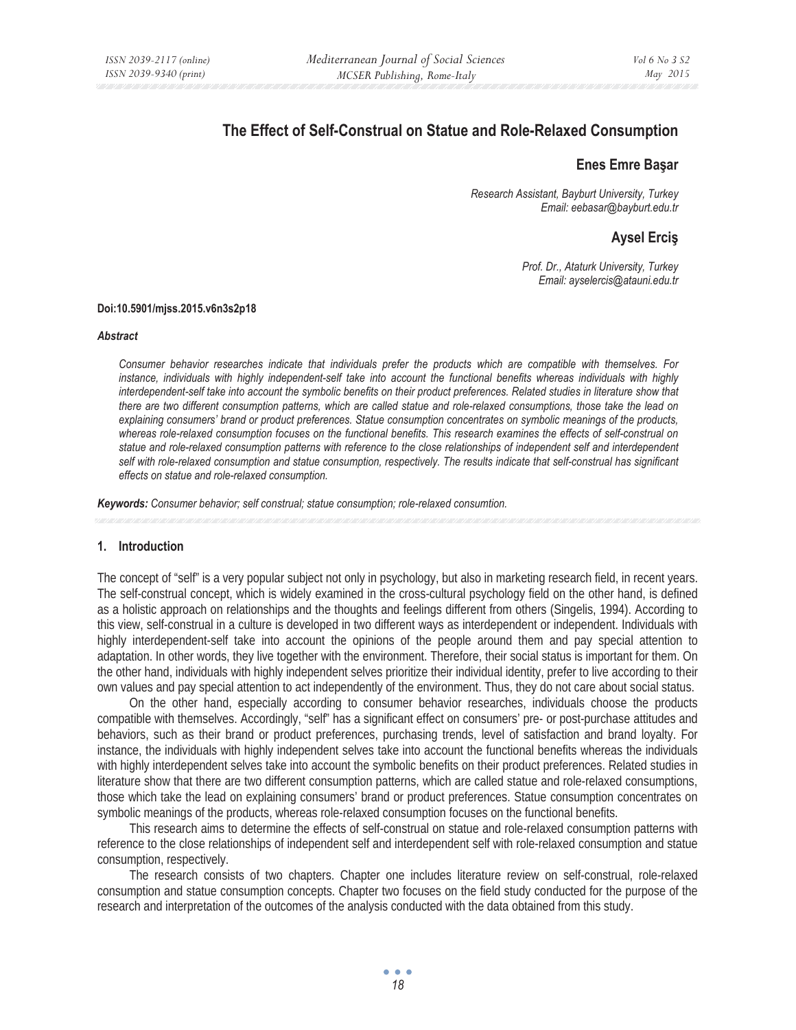# The Effect of Self-Construal on Statue and Role-Relaxed Consumption

**Enes Emre Başar**

*Research Assistant, Bayburt University, Turkey*
*Email: eebasar@bayburt.edu.tr*

**Aysel Erciş**

*Prof. Dr., Ataturk University, Turkey*
*Email: ayselercis@atauni.edu.tr*

**Doi:10.5901/mjss.2015.v6n3s2p18**

***Abstract***

*Consumer behavior researches indicate that individuals prefer the products which are compatible with themselves. For instance, individuals with highly independent-self take into account the functional benefits whereas individuals with highly interdependent-self take into account the symbolic benefits on their product preferences. Related studies in literature show that there are two different consumption patterns, which are called statue and role-relaxed consumptions, those take the lead on explaining consumers' brand or product preferences. Statue consumption concentrates on symbolic meanings of the products, whereas role-relaxed consumption focuses on the functional benefits. This research examines the effects of self-construal on statue and role-relaxed consumption patterns with reference to the close relationships of independent self and interdependent self with role-relaxed consumption and statue consumption, respectively. The results indicate that self-construal has significant effects on statue and role-relaxed consumption.*

***Keywords:*** *Consumer behavior; self construal; statue consumption; role-relaxed consumtion.*

## 1. Introduction

The concept of "self" is a very popular subject not only in psychology, but also in marketing research field, in recent years. The self-construal concept, which is widely examined in the cross-cultural psychology field on the other hand, is defined as a holistic approach on relationships and the thoughts and feelings different from others (Singelis, 1994). According to this view, self-construal in a culture is developed in two different ways as interdependent or independent. Individuals with highly interdependent-self take into account the opinions of the people around them and pay special attention to adaptation. In other words, they live together with the environment. Therefore, their social status is important for them. On the other hand, individuals with highly independent selves prioritize their individual identity, prefer to live according to their own values and pay special attention to act independently of the environment. Thus, they do not care about social status.

On the other hand, especially according to consumer behavior researches, individuals choose the products compatible with themselves. Accordingly, "self" has a significant effect on consumers' pre- or post-purchase attitudes and behaviors, such as their brand or product preferences, purchasing trends, level of satisfaction and brand loyalty. For instance, the individuals with highly independent selves take into account the functional benefits whereas the individuals with highly interdependent selves take into account the symbolic benefits on their product preferences. Related studies in literature show that there are two different consumption patterns, which are called statue and role-relaxed consumptions, those which take the lead on explaining consumers' brand or product preferences. Statue consumption concentrates on symbolic meanings of the products, whereas role-relaxed consumption focuses on the functional benefits.

This research aims to determine the effects of self-construal on statue and role-relaxed consumption patterns with reference to the close relationships of independent self and interdependent self with role-relaxed consumption and statue consumption, respectively.

The research consists of two chapters. Chapter one includes literature review on self-construal, role-relaxed consumption and statue consumption concepts. Chapter two focuses on the field study conducted for the purpose of the research and interpretation of the outcomes of the analysis conducted with the data obtained from this study.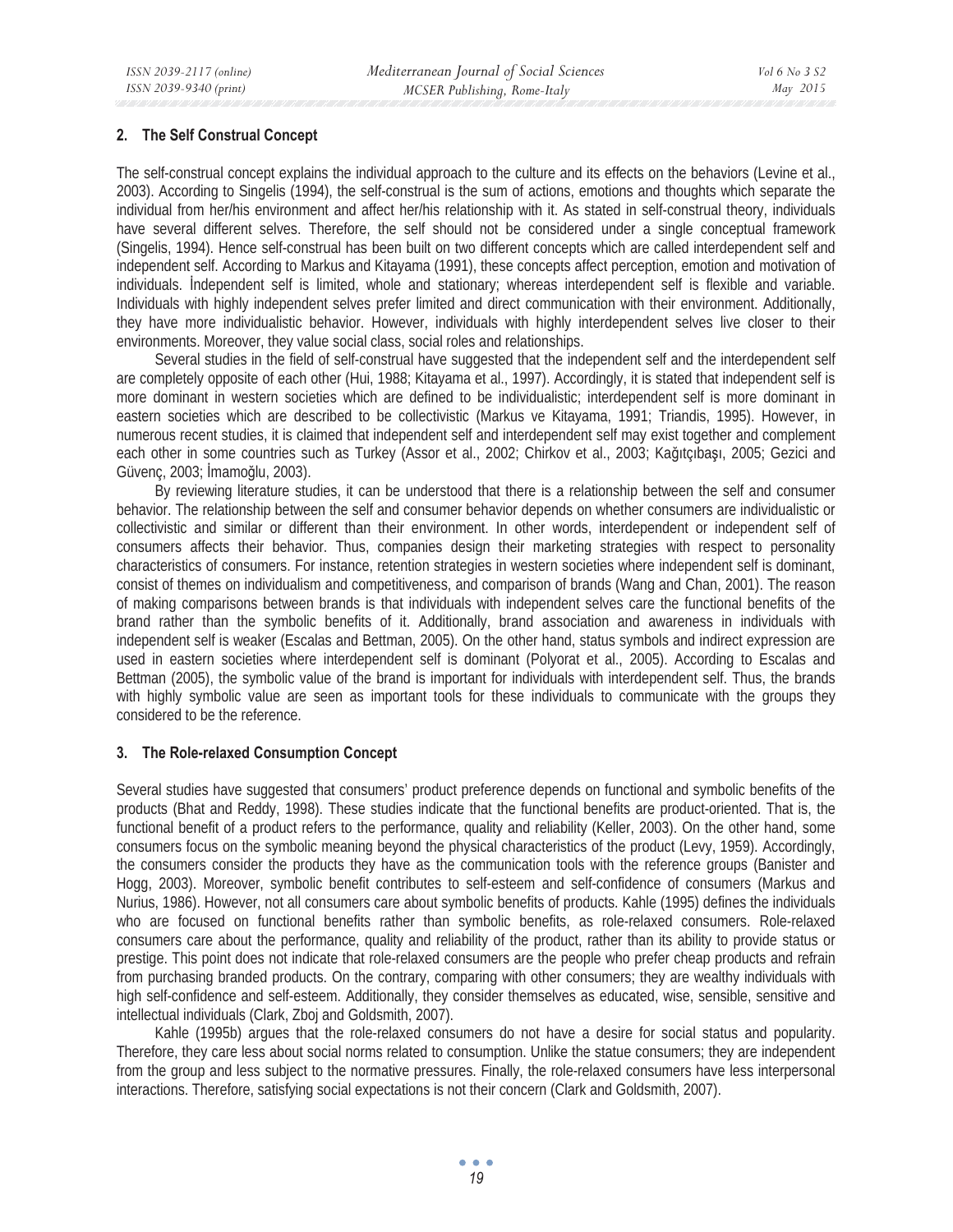## 2. The Self Construal Concept

The self-construal concept explains the individual approach to the culture and its effects on the behaviors (Levine et al., 2003). According to Singelis (1994), the self-construal is the sum of actions, emotions and thoughts which separate the individual from her/his environment and affect her/his relationship with it. As stated in self-construal theory, individuals have several different selves. Therefore, the self should not be considered under a single conceptual framework (Singelis, 1994). Hence self-construal has been built on two different concepts which are called interdependent self and independent self. According to Markus and Kitayama (1991), these concepts affect perception, emotion and motivation of individuals. İndependent self is limited, whole and stationary; whereas interdependent self is flexible and variable. Individuals with highly independent selves prefer limited and direct communication with their environment. Additionally, they have more individualistic behavior. However, individuals with highly interdependent selves live closer to their environments. Moreover, they value social class, social roles and relationships.

Several studies in the field of self-construal have suggested that the independent self and the interdependent self are completely opposite of each other (Hui, 1988; Kitayama et al., 1997). Accordingly, it is stated that independent self is more dominant in western societies which are defined to be individualistic; interdependent self is more dominant in eastern societies which are described to be collectivistic (Markus ve Kitayama, 1991; Triandis, 1995). However, in numerous recent studies, it is claimed that independent self and interdependent self may exist together and complement each other in some countries such as Turkey (Assor et al., 2002; Chirkov et al., 2003; Kağıtçıbaşı, 2005; Gezici and Güvenç, 2003; İmamoğlu, 2003).

By reviewing literature studies, it can be understood that there is a relationship between the self and consumer behavior. The relationship between the self and consumer behavior depends on whether consumers are individualistic or collectivistic and similar or different than their environment. In other words, interdependent or independent self of consumers affects their behavior. Thus, companies design their marketing strategies with respect to personality characteristics of consumers. For instance, retention strategies in western societies where independent self is dominant, consist of themes on individualism and competitiveness, and comparison of brands (Wang and Chan, 2001). The reason of making comparisons between brands is that individuals with independent selves care the functional benefits of the brand rather than the symbolic benefits of it. Additionally, brand association and awareness in individuals with independent self is weaker (Escalas and Bettman, 2005). On the other hand, status symbols and indirect expression are used in eastern societies where interdependent self is dominant (Polyorat et al., 2005). According to Escalas and Bettman (2005), the symbolic value of the brand is important for individuals with interdependent self. Thus, the brands with highly symbolic value are seen as important tools for these individuals to communicate with the groups they considered to be the reference.

## 3. The Role-relaxed Consumption Concept

Several studies have suggested that consumers' product preference depends on functional and symbolic benefits of the products (Bhat and Reddy, 1998). These studies indicate that the functional benefits are product-oriented. That is, the functional benefit of a product refers to the performance, quality and reliability (Keller, 2003). On the other hand, some consumers focus on the symbolic meaning beyond the physical characteristics of the product (Levy, 1959). Accordingly, the consumers consider the products they have as the communication tools with the reference groups (Banister and Hogg, 2003). Moreover, symbolic benefit contributes to self-esteem and self-confidence of consumers (Markus and Nurius, 1986). However, not all consumers care about symbolic benefits of products. Kahle (1995) defines the individuals who are focused on functional benefits rather than symbolic benefits, as role-relaxed consumers. Role-relaxed consumers care about the performance, quality and reliability of the product, rather than its ability to provide status or prestige. This point does not indicate that role-relaxed consumers are the people who prefer cheap products and refrain from purchasing branded products. On the contrary, comparing with other consumers; they are wealthy individuals with high self-confidence and self-esteem. Additionally, they consider themselves as educated, wise, sensible, sensitive and intellectual individuals (Clark, Zboj and Goldsmith, 2007).

Kahle (1995b) argues that the role-relaxed consumers do not have a desire for social status and popularity. Therefore, they care less about social norms related to consumption. Unlike the statue consumers; they are independent from the group and less subject to the normative pressures. Finally, the role-relaxed consumers have less interpersonal interactions. Therefore, satisfying social expectations is not their concern (Clark and Goldsmith, 2007).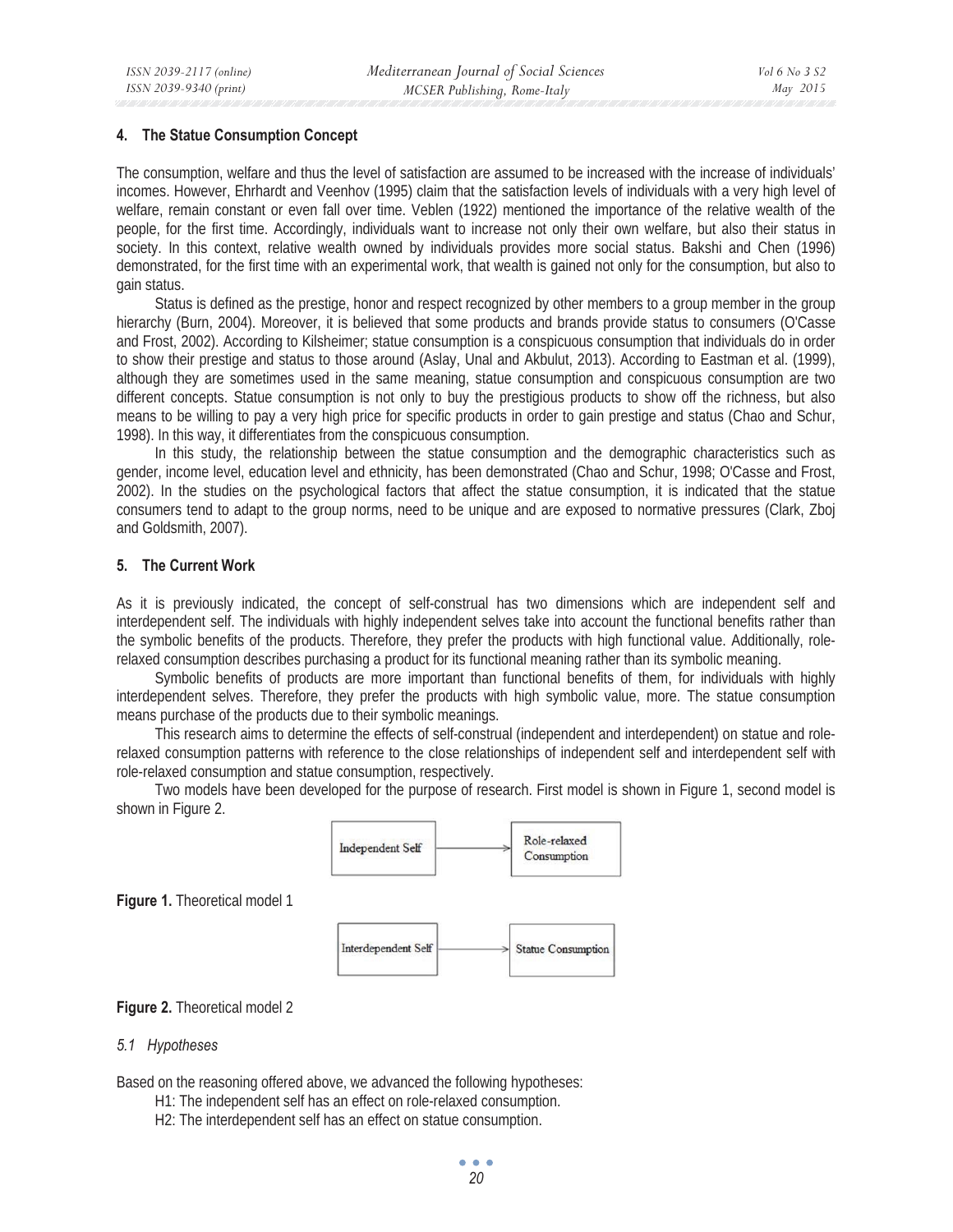## 4. The Statue Consumption Concept

The consumption, welfare and thus the level of satisfaction are assumed to be increased with the increase of individuals' incomes. However, Ehrhardt and Veenhov (1995) claim that the satisfaction levels of individuals with a very high level of welfare, remain constant or even fall over time. Veblen (1922) mentioned the importance of the relative wealth of the people, for the first time. Accordingly, individuals want to increase not only their own welfare, but also their status in society. In this context, relative wealth owned by individuals provides more social status. Bakshi and Chen (1996) demonstrated, for the first time with an experimental work, that wealth is gained not only for the consumption, but also to gain status.

Status is defined as the prestige, honor and respect recognized by other members to a group member in the group hierarchy (Burn, 2004). Moreover, it is believed that some products and brands provide status to consumers (O'Casse and Frost, 2002). According to Kilsheimer; statue consumption is a conspicuous consumption that individuals do in order to show their prestige and status to those around (Aslay, Unal and Akbulut, 2013). According to Eastman et al. (1999), although they are sometimes used in the same meaning, statue consumption and conspicuous consumption are two different concepts. Statue consumption is not only to buy the prestigious products to show off the richness, but also means to be willing to pay a very high price for specific products in order to gain prestige and status (Chao and Schur, 1998). In this way, it differentiates from the conspicuous consumption.

In this study, the relationship between the statue consumption and the demographic characteristics such as gender, income level, education level and ethnicity, has been demonstrated (Chao and Schur, 1998; O'Casse and Frost, 2002). In the studies on the psychological factors that affect the statue consumption, it is indicated that the statue consumers tend to adapt to the group norms, need to be unique and are exposed to normative pressures (Clark, Zboj and Goldsmith, 2007).

## 5. The Current Work

As it is previously indicated, the concept of self-construal has two dimensions which are independent self and interdependent self. The individuals with highly independent selves take into account the functional benefits rather than the symbolic benefits of the products. Therefore, they prefer the products with high functional value. Additionally, role-relaxed consumption describes purchasing a product for its functional meaning rather than its symbolic meaning.

Symbolic benefits of products are more important than functional benefits of them, for individuals with highly interdependent selves. Therefore, they prefer the products with high symbolic value, more. The statue consumption means purchase of the products due to their symbolic meanings.

This research aims to determine the effects of self-construal (independent and interdependent) on statue and role-relaxed consumption patterns with reference to the close relationships of independent self and interdependent self with role-relaxed consumption and statue consumption, respectively.

Two models have been developed for the purpose of research. First model is shown in Figure 1, second model is shown in Figure 2.

Independent Self → Role-relaxed Consumption

**Figure 1.** Theoretical model 1

Interdependent Self → Statue Consumption

**Figure 2.** Theoretical model 2

### *5.1 Hypotheses*

Based on the reasoning offered above, we advanced the following hypotheses:

H1: The independent self has an effect on role-relaxed consumption.

H2: The interdependent self has an effect on statue consumption.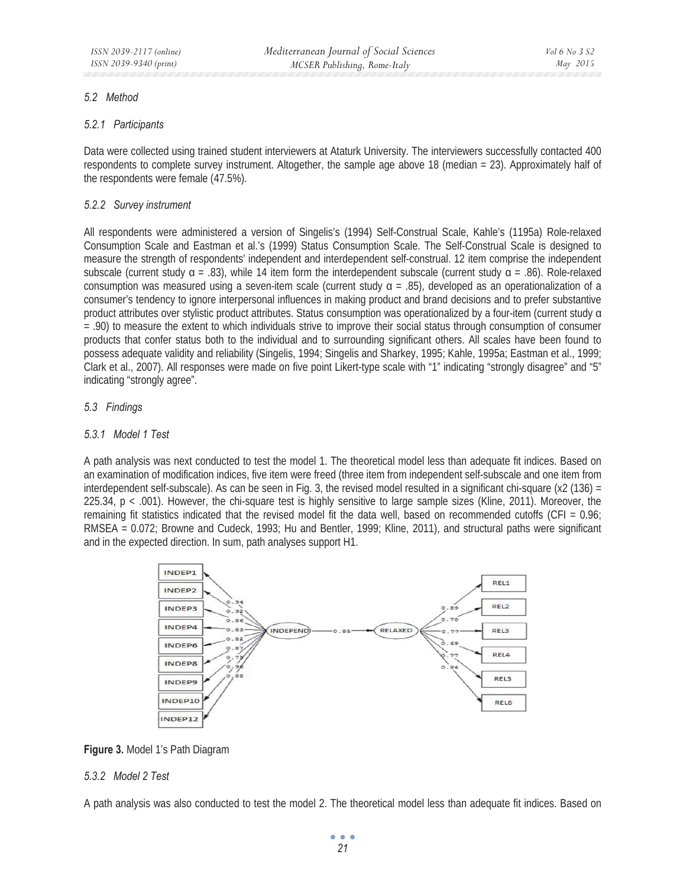### 5.2 Method

#### 5.2.1 Participants

Data were collected using trained student interviewers at Ataturk University. The interviewers successfully contacted 400 respondents to complete survey instrument. Altogether, the sample age above 18 (median = 23). Approximately half of the respondents were female (47.5%).

#### 5.2.2 Survey instrument

All respondents were administered a version of Singelis's (1994) Self-Construal Scale, Kahle's (1195a) Role-relaxed Consumption Scale and Eastman et al.'s (1999) Status Consumption Scale. The Self-Construal Scale is designed to measure the strength of respondents' independent and interdependent self-construal. 12 item comprise the independent subscale (current study $\alpha = .83$), while 14 item form the interdependent subscale (current study $\alpha = .86$). Role-relaxed consumption was measured using a seven-item scale (current study $\alpha = .85$), developed as an operationalization of a consumer's tendency to ignore interpersonal influences in making product and brand decisions and to prefer substantive product attributes over stylistic product attributes. Status consumption was operationalized by a four-item (current study $\alpha = .90$) to measure the extent to which individuals strive to improve their social status through consumption of consumer products that confer status both to the individual and to surrounding significant others. All scales have been found to possess adequate validity and reliability (Singelis, 1994; Singelis and Sharkey, 1995; Kahle, 1995a; Eastman et al., 1999; Clark et al., 2007). All responses were made on five point Likert-type scale with "1" indicating "strongly disagree" and "5" indicating "strongly agree".

### 5.3 Findings

#### 5.3.1 Model 1 Test

A path analysis was next conducted to test the model 1. The theoretical model less than adequate fit indices. Based on an examination of modification indices, five item were freed (three item from independent self-subscale and one item from interdependent self-subscale). As can be seen in Fig. 3, the revised model resulted in a significant chi-square ($x2$ (136) = 225.34, $p < .001$). However, the chi-square test is highly sensitive to large sample sizes (Kline, 2011). Moreover, the remaining fit statistics indicated that the revised model fit the data well, based on recommended cutoffs (CFI = 0.96; RMSEA = 0.072; Browne and Cudeck, 1993; Hu and Bentler, 1999; Kline, 2011), and structural paths were significant and in the expected direction. In sum, path analyses support H1.

**Figure 3.** Model 1's Path Diagram

#### 5.3.2 Model 2 Test

A path analysis was also conducted to test the model 2. The theoretical model less than adequate fit indices. Based on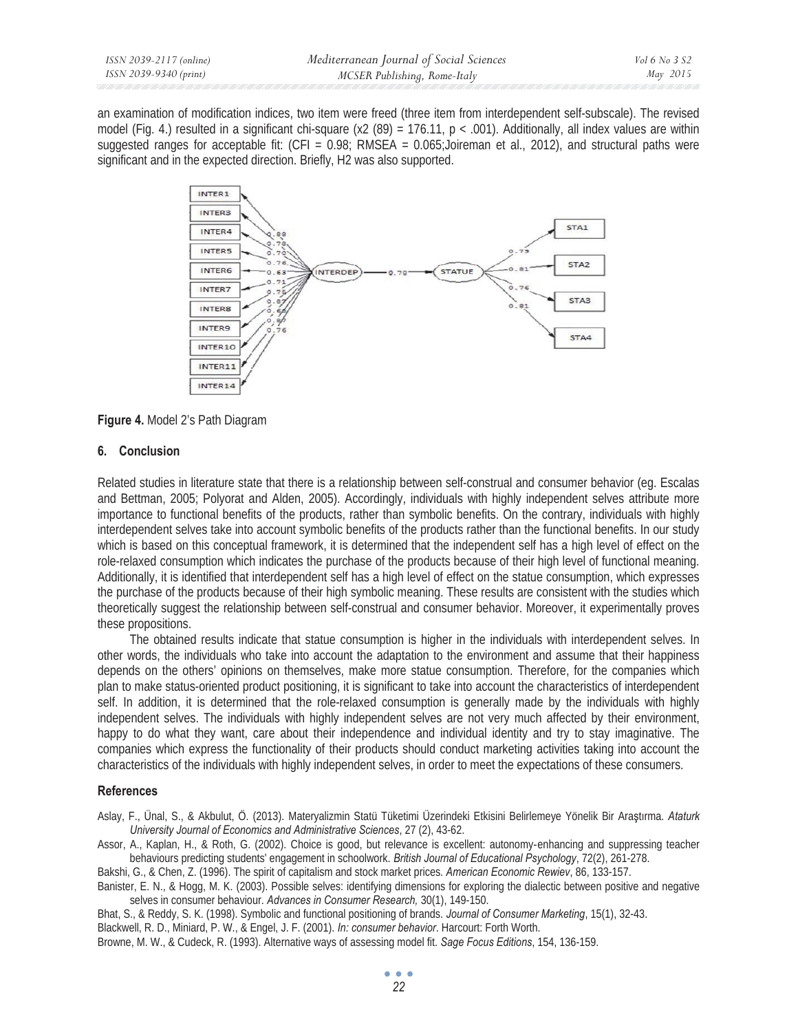an examination of modification indices, two item were freed (three item from interdependent self-subscale). The revised model (Fig. 4.) resulted in a significant chi-square ($x2$ (89) = 176.11, $p < .001$). Additionally, all index values are within suggested ranges for acceptable fit: (CFI = 0.98; RMSEA = 0.065;Joireman et al., 2012), and structural paths were significant and in the expected direction. Briefly, H2 was also supported.

**Figure 4.** Model 2's Path Diagram

## 6. Conclusion

Related studies in literature state that there is a relationship between self-construal and consumer behavior (eg. Escalas and Bettman, 2005; Polyorat and Alden, 2005). Accordingly, individuals with highly independent selves attribute more importance to functional benefits of the products, rather than symbolic benefits. On the contrary, individuals with highly interdependent selves take into account symbolic benefits of the products rather than the functional benefits. In our study which is based on this conceptual framework, it is determined that the independent self has a high level of effect on the role-relaxed consumption which indicates the purchase of the products because of their high level of functional meaning. Additionally, it is identified that interdependent self has a high level of effect on the statue consumption, which expresses the purchase of the products because of their high symbolic meaning. These results are consistent with the studies which theoretically suggest the relationship between self-construal and consumer behavior. Moreover, it experimentally proves these propositions.

The obtained results indicate that statue consumption is higher in the individuals with interdependent selves. In other words, the individuals who take into account the adaptation to the environment and assume that their happiness depends on the others' opinions on themselves, make more statue consumption. Therefore, for the companies which plan to make status-oriented product positioning, it is significant to take into account the characteristics of interdependent self. In addition, it is determined that the role-relaxed consumption is generally made by the individuals with highly independent selves. The individuals with highly independent selves are not very much affected by their environment, happy to do what they want, care about their independence and individual identity and try to stay imaginative. The companies which express the functionality of their products should conduct marketing activities taking into account the characteristics of the individuals with highly independent selves, in order to meet the expectations of these consumers.

## References

Aslay, F., Ünal, S., & Akbulut, Ö. (2013). Materyalizmin Statü Tüketimi Üzerindeki Etkisini Belirlemeye Yönelik Bir Araştırma. *Ataturk University Journal of Economics and Administrative Sciences*, 27 (2), 43-62.

Assor, A., Kaplan, H., & Roth, G. (2002). Choice is good, but relevance is excellent: autonomy-enhancing and suppressing teacher behaviours predicting students' engagement in schoolwork. *British Journal of Educational Psychology*, 72(2), 261-278.

Bakshi, G., & Chen, Z. (1996). The spirit of capitalism and stock market prices. *American Economic Rewiev*, 86, 133-157.

Banister, E. N., & Hogg, M. K. (2003). Possible selves: identifying dimensions for exploring the dialectic between positive and negative selves in consumer behaviour. *Advances in Consumer Research,* 30(1), 149-150.

Bhat, S., & Reddy, S. K. (1998). Symbolic and functional positioning of brands. *Journal of Consumer Marketing*, 15(1), 32-43.

Blackwell, R. D., Miniard, P. W., & Engel, J. F. (2001). *In: consumer behavior*. Harcourt: Forth Worth.

Browne, M. W., & Cudeck, R. (1993). Alternative ways of assessing model fit. *Sage Focus Editions*, 154, 136-159.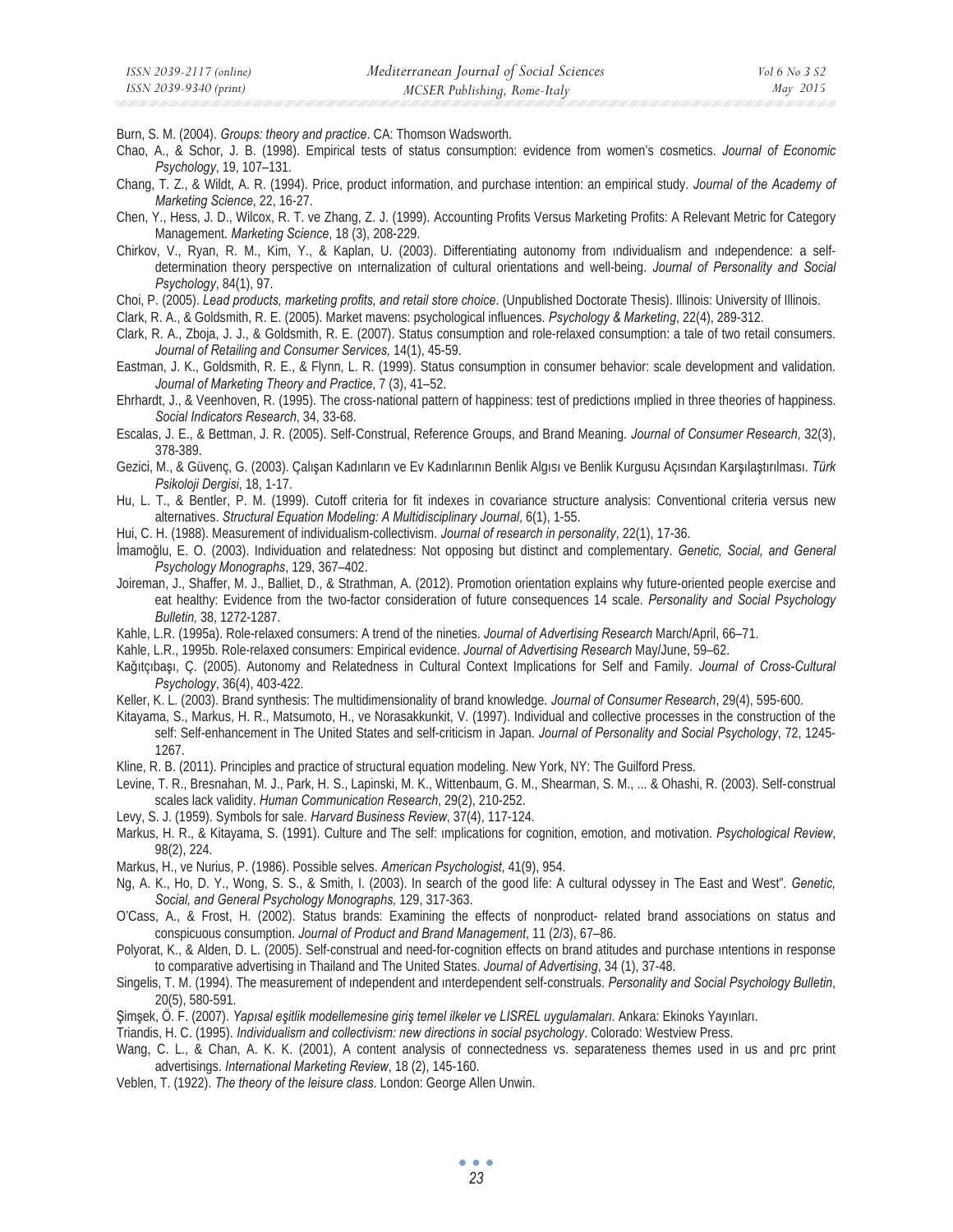Burn, S. M. (2004). *Groups: theory and practice*. CA: Thomson Wadsworth.

Chao, A., & Schor, J. B. (1998). Empirical tests of status consumption: evidence from women's cosmetics. *Journal of Economic Psychology*, 19, 107–131.

Chang, T. Z., & Wildt, A. R. (1994). Price, product information, and purchase intention: an empirical study. *Journal of the Academy of Marketing Science*, 22, 16-27.

Chen, Y., Hess, J. D., Wilcox, R. T. ve Zhang, Z. J. (1999). Accounting Profits Versus Marketing Profits: A Relevant Metric for Category Management. *Marketing Science*, 18 (3), 208-229.

Chirkov, V., Ryan, R. M., Kim, Y., & Kaplan, U. (2003). Differentiating autonomy from ındividualism and ındependence: a self-determination theory perspective on ınternalization of cultural orientations and well-being. *Journal of Personality and Social Psychology*, 84(1), 97.

Choi, P. (2005). *Lead products, marketing profits, and retail store choice*. (Unpublished Doctorate Thesis). Illinois: University of Illinois.

Clark, R. A., & Goldsmith, R. E. (2005). Market mavens: psychological influences. *Psychology & Marketing*, 22(4), 289-312.

Clark, R. A., Zboja, J. J., & Goldsmith, R. E. (2007). Status consumption and role-relaxed consumption: a tale of two retail consumers. *Journal of Retailing and Consumer Services,* 14(1), 45-59.

Eastman, J. K., Goldsmith, R. E., & Flynn, L. R. (1999). Status consumption in consumer behavior: scale development and validation. *Journal of Marketing Theory and Practice*, 7 (3), 41–52.

Ehrhardt, J., & Veenhoven, R. (1995). The cross-national pattern of happiness: test of predictions ımplied in three theories of happiness. *Social Indicators Research*, 34, 33-68.

Escalas, J. E., & Bettman, J. R. (2005). Self-Construal, Reference Groups, and Brand Meaning. *Journal of Consumer Research*, 32(3), 378-389.

Gezici, M., & Güvenç, G. (2003). Çalışan Kadınların ve Ev Kadınlarının Benlik Algısı ve Benlik Kurgusu Açısından Karşılaştırılması. *Türk Psikoloji Dergisi*, 18, 1-17.

Hu, L. T., & Bentler, P. M. (1999). Cutoff criteria for fit indexes in covariance structure analysis: Conventional criteria versus new alternatives. *Structural Equation Modeling: A Multidisciplinary Journal*, 6(1), 1-55.

Hui, C. H. (1988). Measurement of individualism-collectivism. *Journal of research in personality*, 22(1), 17-36.

İmamoğlu, E. O. (2003). Individuation and relatedness: Not opposing but distinct and complementary. *Genetic, Social, and General Psychology Monographs*, 129, 367–402.

Joireman, J., Shaffer, M. J., Balliet, D., & Strathman, A. (2012). Promotion orientation explains why future-oriented people exercise and eat healthy: Evidence from the two-factor consideration of future consequences 14 scale. *Personality and Social Psychology Bulletin,* 38, 1272-1287.

Kahle, L.R. (1995a). Role-relaxed consumers: A trend of the nineties. *Journal of Advertising Research* March/April, 66–71.

Kahle, L.R., 1995b. Role-relaxed consumers: Empirical evidence. *Journal of Advertising Research* May/June, 59–62.

Kağıtçıbaşı, Ç. (2005). Autonomy and Relatedness in Cultural Context Implications for Self and Family. *Journal of Cross-Cultural Psychology*, 36(4), 403-422.

Keller, K. L. (2003). Brand synthesis: The multidimensionality of brand knowledge. *Journal of Consumer Research*, 29(4), 595-600.

Kitayama, S., Markus, H. R., Matsumoto, H., ve Norasakkunkit, V. (1997). Individual and collective processes in the construction of the self: Self-enhancement in The United States and self-criticism in Japan. *Journal of Personality and Social Psychology*, 72, 1245-1267.

Kline, R. B. (2011). Principles and practice of structural equation modeling. New York, NY: The Guilford Press.

Levine, T. R., Bresnahan, M. J., Park, H. S., Lapinski, M. K., Wittenbaum, G. M., Shearman, S. M., ... & Ohashi, R. (2003). Self-construal scales lack validity. *Human Communication Research*, 29(2), 210-252.

Levy, S. J. (1959). Symbols for sale. *Harvard Business Review*, 37(4), 117-124.

Markus, H. R., & Kitayama, S. (1991). Culture and The self: ımplications for cognition, emotion, and motivation. *Psychological Review*, 98(2), 224.

Markus, H., ve Nurius, P. (1986). Possible selves. *American Psychologist*, 41(9), 954.

Ng, A. K., Ho, D. Y., Wong, S. S., & Smith, I. (2003). In search of the good life: A cultural odyssey in The East and West". *Genetic, Social, and General Psychology Monographs,* 129, 317-363.

O'Cass, A., & Frost, H. (2002). Status brands: Examining the effects of nonproduct- related brand associations on status and conspicuous consumption. *Journal of Product and Brand Management*, 11 (2/3), 67–86.

Polyorat, K., & Alden, D. L. (2005). Self-construal and need-for-cognition effects on brand atitudes and purchase ıntentions in response to comparative advertising in Thailand and The United States. *Journal of Advertising*, 34 (1), 37-48.

Singelis, T. M. (1994). The measurement of ındependent and ınterdependent self-construals. *Personality and Social Psychology Bulletin*, 20(5), 580-591.

Şimşek, Ö. F. (2007). *Yapısal eşitlik modellemesine giriş temel ilkeler ve LISREL uygulamaları*. Ankara: Ekinoks Yayınları.

Triandis, H. C. (1995). *Individualism and collectivism: new directions in social psychology*. Colorado: Westview Press.

Wang, C. L., & Chan, A. K. K. (2001), A content analysis of connectedness vs. separateness themes used in us and prc print advertisings. *International Marketing Review*, 18 (2), 145-160.

Veblen, T. (1922). *The theory of the leisure class*. London: George Allen Unwin.